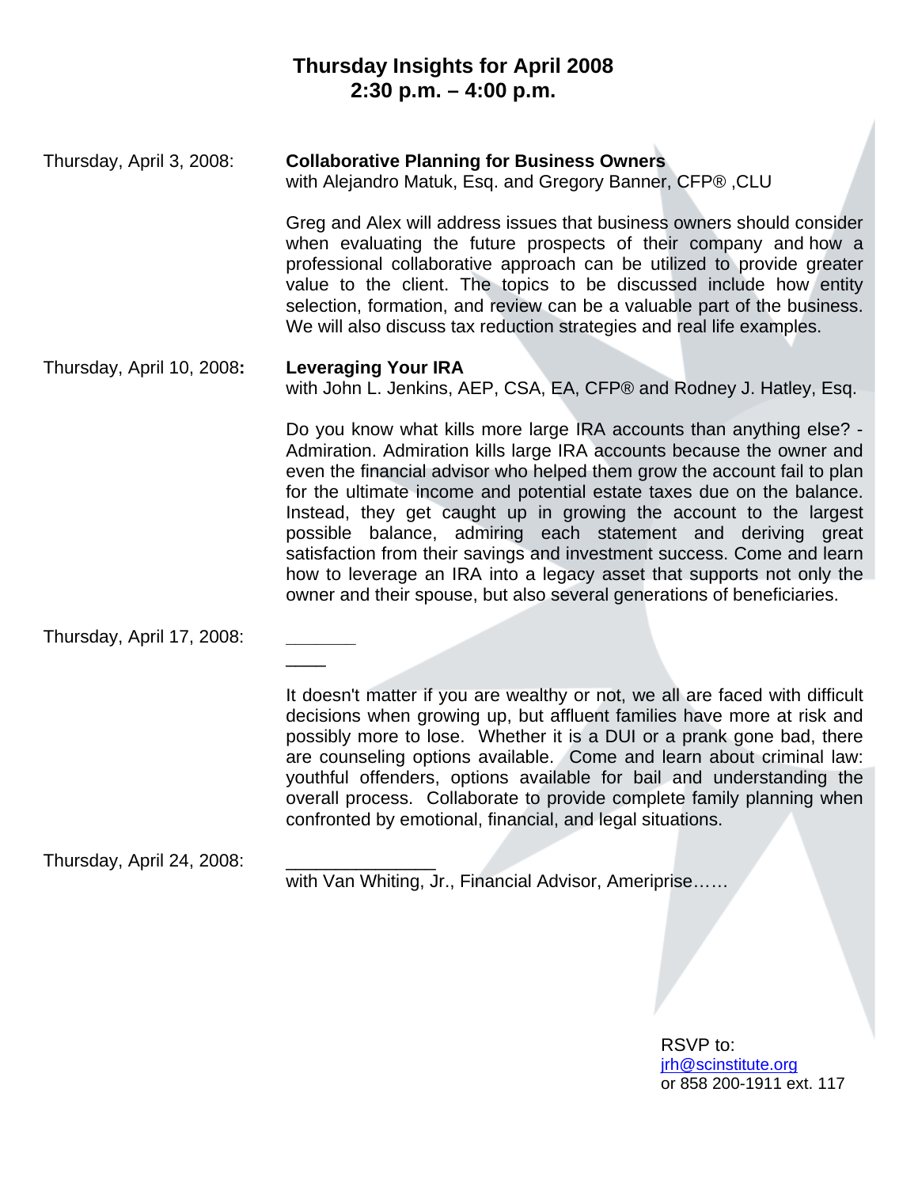# Thursday Insights for April 2008
## 2:30 p.m. – 4:00 p.m.

Thursday, April 3, 2008: **Collaborative Planning for Business Owners**
with Alejandro Matuk, Esq. and Gregory Banner, CFP® ,CLU

Greg and Alex will address issues that business owners should consider when evaluating the future prospects of their company and how a professional collaborative approach can be utilized to provide greater value to the client. The topics to be discussed include how entity selection, formation, and review can be a valuable part of the business. We will also discuss tax reduction strategies and real life examples.

Thursday, April 10, 2008**:** **Leveraging Your IRA**
with John L. Jenkins, AEP, CSA, EA, CFP® and Rodney J. Hatley, Esq.

Do you know what kills more large IRA accounts than anything else? - Admiration. Admiration kills large IRA accounts because the owner and even the financial advisor who helped them grow the account fail to plan for the ultimate income and potential estate taxes due on the balance. Instead, they get caught up in growing the account to the largest possible balance, admiring each statement and deriving great satisfaction from their savings and investment success. Come and learn how to leverage an IRA into a legacy asset that supports not only the owner and their spouse, but also several generations of beneficiaries.

Thursday, April 17, 2008: **_______**
____

It doesn't matter if you are wealthy or not, we all are faced with difficult decisions when growing up, but affluent families have more at risk and possibly more to lose. Whether it is a DUI or a prank gone bad, there are counseling options available. Come and learn about criminal law: youthful offenders, options available for bail and understanding the overall process. Collaborate to provide complete family planning when confronted by emotional, financial, and legal situations.

Thursday, April 24, 2008: _______________
with Van Whiting, Jr., Financial Advisor, Ameriprise……

RSVP to:
jrh@scinstitute.org
or 858 200-1911 ext. 117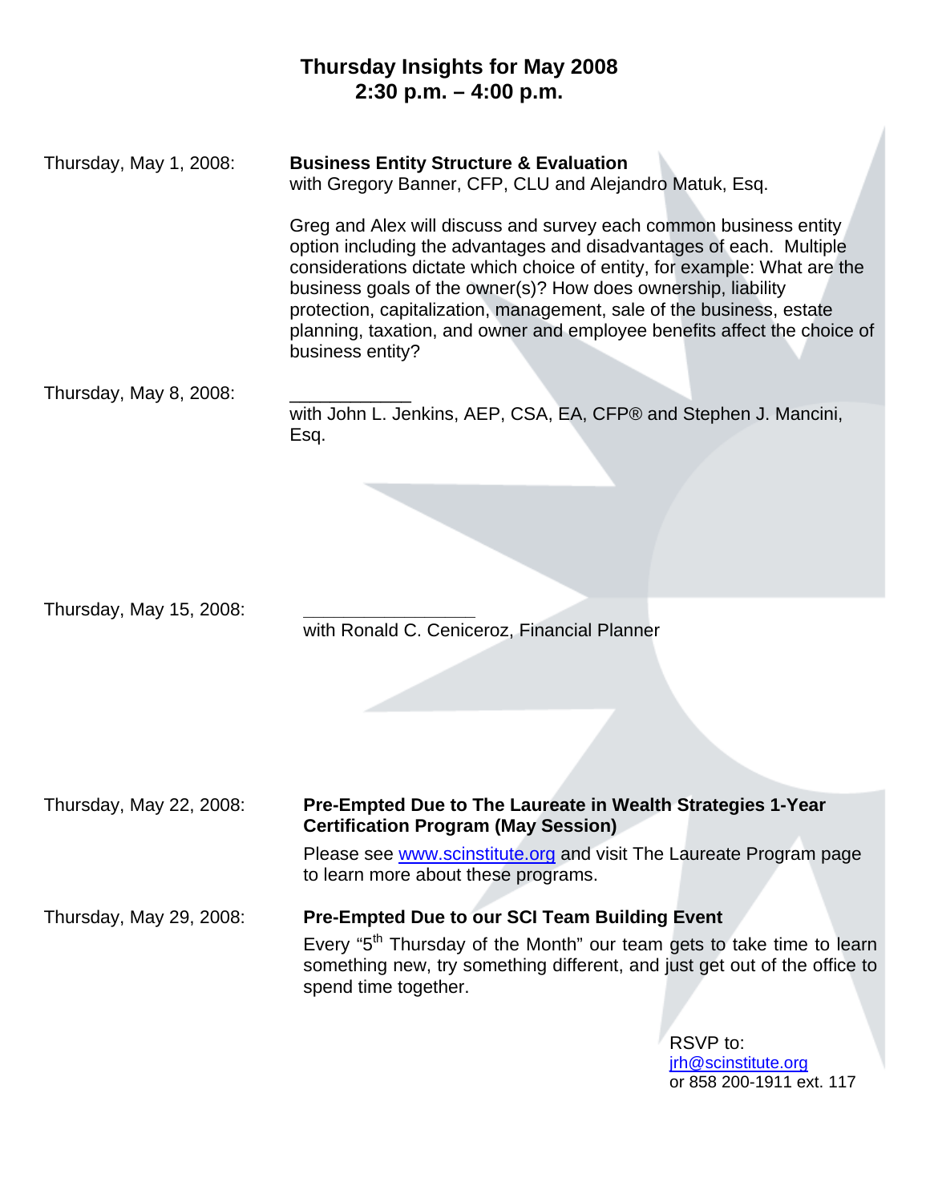# Thursday Insights for May 2008
## 2:30 p.m. – 4:00 p.m.

Thursday, May 1, 2008:

**Business Entity Structure & Evaluation**
with Gregory Banner, CFP, CLU and Alejandro Matuk, Esq.

Greg and Alex will discuss and survey each common business entity option including the advantages and disadvantages of each. Multiple considerations dictate which choice of entity, for example: What are the business goals of the owner(s)? How does ownership, liability protection, capitalization, management, sale of the business, estate planning, taxation, and owner and employee benefits affect the choice of business entity?

Thursday, May 8, 2008:

___________
with John L. Jenkins, AEP, CSA, EA, CFP® and Stephen J. Mancini, Esq.

Thursday, May 15, 2008:

________________
with Ronald C. Ceniceroz, Financial Planner

Thursday, May 22, 2008:

**Pre-Empted Due to The Laureate in Wealth Strategies 1-Year Certification Program (May Session)**

Please see www.scinstitute.org and visit The Laureate Program page to learn more about these programs.

Thursday, May 29, 2008:

**Pre-Empted Due to our SCI Team Building Event**

Every "5th Thursday of the Month" our team gets to take time to learn something new, try something different, and just get out of the office to spend time together.

RSVP to:
jrh@scinstitute.org
or 858 200-1911 ext. 117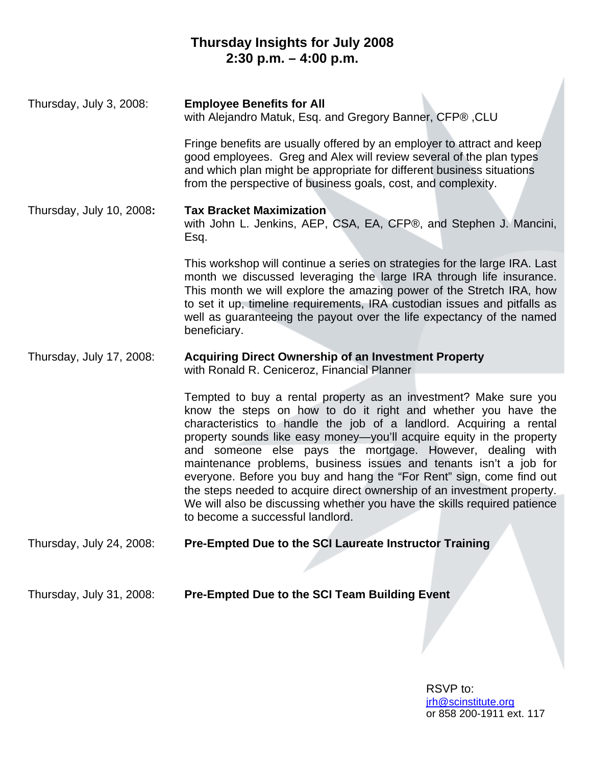# Thursday Insights for July 2008
## 2:30 p.m. – 4:00 p.m.

Thursday, July 3, 2008: **Employee Benefits for All**
with Alejandro Matuk, Esq. and Gregory Banner, CFP® ,CLU

Fringe benefits are usually offered by an employer to attract and keep good employees. Greg and Alex will review several of the plan types and which plan might be appropriate for different business situations from the perspective of business goals, cost, and complexity.

Thursday, July 10, 2008**:** **Tax Bracket Maximization**
with John L. Jenkins, AEP, CSA, EA, CFP®, and Stephen J. Mancini, Esq.

This workshop will continue a series on strategies for the large IRA. Last month we discussed leveraging the large IRA through life insurance. This month we will explore the amazing power of the Stretch IRA, how to set it up, timeline requirements, IRA custodian issues and pitfalls as well as guaranteeing the payout over the life expectancy of the named beneficiary.

Thursday, July 17, 2008: **Acquiring Direct Ownership of an Investment Property**
with Ronald R. Ceniceroz, Financial Planner

Tempted to buy a rental property as an investment? Make sure you know the steps on how to do it right and whether you have the characteristics to handle the job of a landlord. Acquiring a rental property sounds like easy money—you'll acquire equity in the property and someone else pays the mortgage. However, dealing with maintenance problems, business issues and tenants isn't a job for everyone. Before you buy and hang the "For Rent" sign, come find out the steps needed to acquire direct ownership of an investment property. We will also be discussing whether you have the skills required patience to become a successful landlord.

Thursday, July 24, 2008: **Pre-Empted Due to the SCI Laureate Instructor Training**

Thursday, July 31, 2008: **Pre-Empted Due to the SCI Team Building Event**

RSVP to:
jrh@scinstitute.org
or 858 200-1911 ext. 117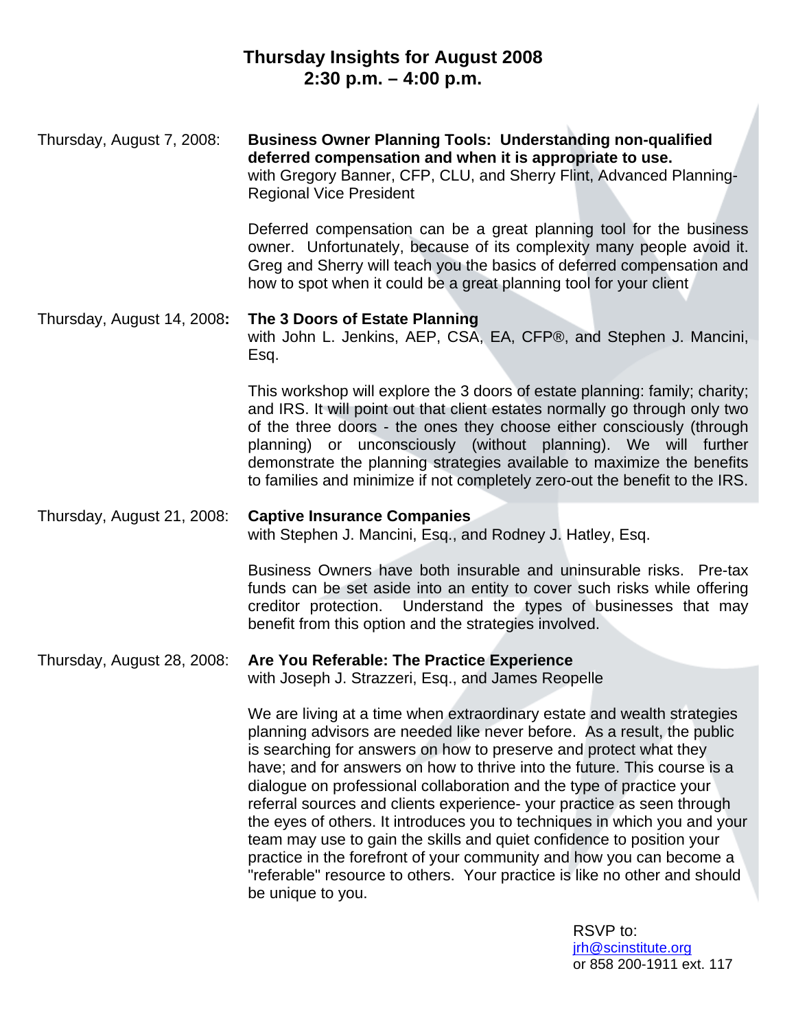# Thursday Insights for August 2008
## 2:30 p.m. – 4:00 p.m.

Thursday, August 7, 2008: **Business Owner Planning Tools: Understanding non-qualified deferred compensation and when it is appropriate to use.**
with Gregory Banner, CFP, CLU, and Sherry Flint, Advanced Planning-Regional Vice President

Deferred compensation can be a great planning tool for the business owner. Unfortunately, because of its complexity many people avoid it. Greg and Sherry will teach you the basics of deferred compensation and how to spot when it could be a great planning tool for your client

Thursday, August 14, 2008**:** **The 3 Doors of Estate Planning**
with John L. Jenkins, AEP, CSA, EA, CFP®, and Stephen J. Mancini, Esq.

This workshop will explore the 3 doors of estate planning: family; charity; and IRS. It will point out that client estates normally go through only two of the three doors - the ones they choose either consciously (through planning) or unconsciously (without planning). We will further demonstrate the planning strategies available to maximize the benefits to families and minimize if not completely zero-out the benefit to the IRS.

Thursday, August 21, 2008: **Captive Insurance Companies**
with Stephen J. Mancini, Esq., and Rodney J. Hatley, Esq.

Business Owners have both insurable and uninsurable risks. Pre-tax funds can be set aside into an entity to cover such risks while offering creditor protection. Understand the types of businesses that may benefit from this option and the strategies involved.

Thursday, August 28, 2008: **Are You Referable: The Practice Experience**
with Joseph J. Strazzeri, Esq., and James Reopelle

We are living at a time when extraordinary estate and wealth strategies planning advisors are needed like never before. As a result, the public is searching for answers on how to preserve and protect what they have; and for answers on how to thrive into the future. This course is a dialogue on professional collaboration and the type of practice your referral sources and clients experience- your practice as seen through the eyes of others. It introduces you to techniques in which you and your team may use to gain the skills and quiet confidence to position your practice in the forefront of your community and how you can become a "referable" resource to others. Your practice is like no other and should be unique to you.

RSVP to:
jrh@scinstitute.org
or 858 200-1911 ext. 117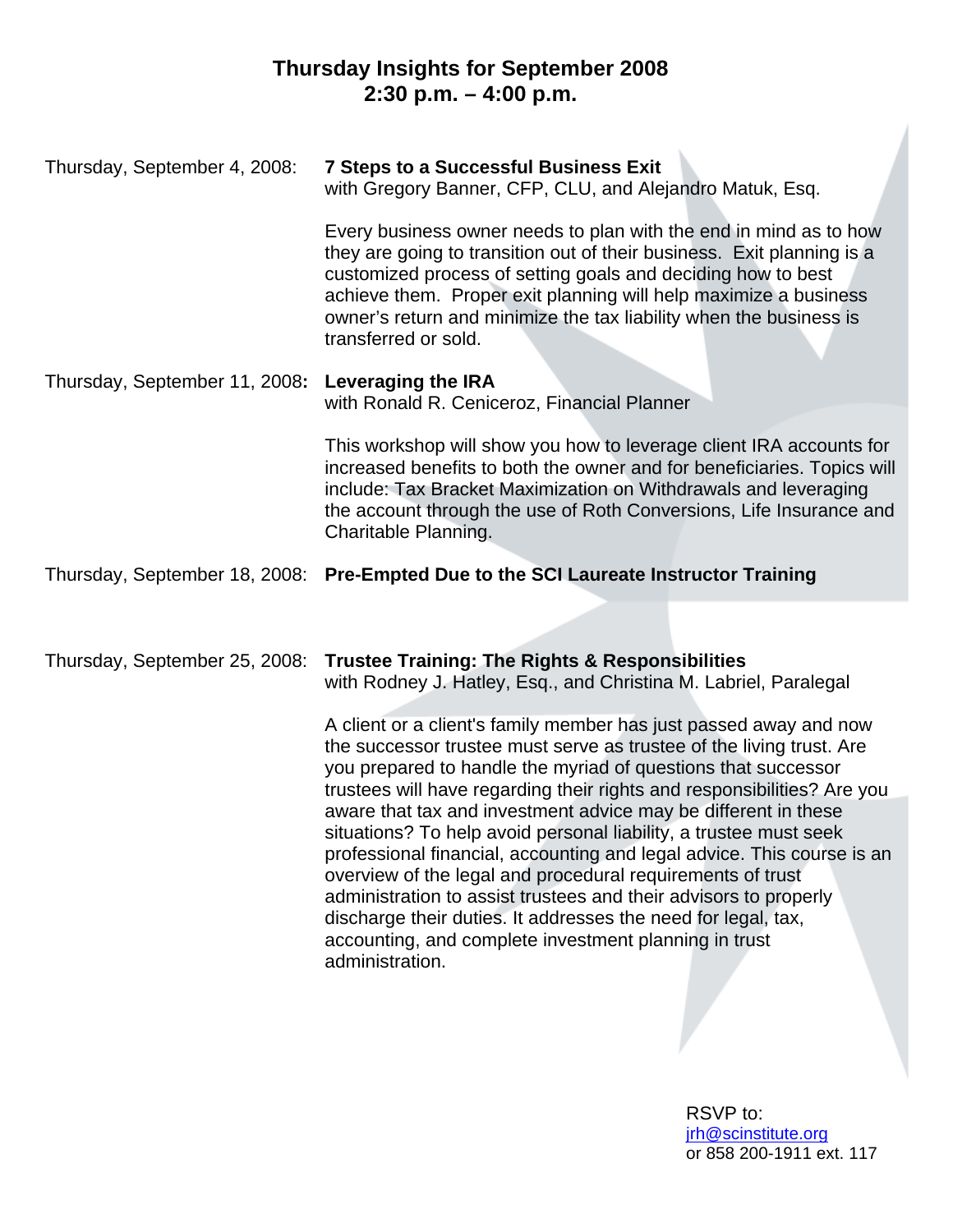# Thursday Insights for September 2008
# 2:30 p.m. – 4:00 p.m.

Thursday, September 4, 2008: **7 Steps to a Successful Business Exit**
with Gregory Banner, CFP, CLU, and Alejandro Matuk, Esq.

Every business owner needs to plan with the end in mind as to how they are going to transition out of their business. Exit planning is a customized process of setting goals and deciding how to best achieve them. Proper exit planning will help maximize a business owner's return and minimize the tax liability when the business is transferred or sold.

Thursday, September 11, 2008**:** **Leveraging the IRA**
with Ronald R. Ceniceroz, Financial Planner

This workshop will show you how to leverage client IRA accounts for increased benefits to both the owner and for beneficiaries. Topics will include: Tax Bracket Maximization on Withdrawals and leveraging the account through the use of Roth Conversions, Life Insurance and Charitable Planning.

Thursday, September 18, 2008: **Pre-Empted Due to the SCI Laureate Instructor Training**

Thursday, September 25, 2008: **Trustee Training: The Rights & Responsibilities**
with Rodney J. Hatley, Esq., and Christina M. Labriel, Paralegal

A client or a client's family member has just passed away and now the successor trustee must serve as trustee of the living trust. Are you prepared to handle the myriad of questions that successor trustees will have regarding their rights and responsibilities? Are you aware that tax and investment advice may be different in these situations? To help avoid personal liability, a trustee must seek professional financial, accounting and legal advice. This course is an overview of the legal and procedural requirements of trust administration to assist trustees and their advisors to properly discharge their duties. It addresses the need for legal, tax, accounting, and complete investment planning in trust administration.

RSVP to:
jrh@scinstitute.org
or 858 200-1911 ext. 117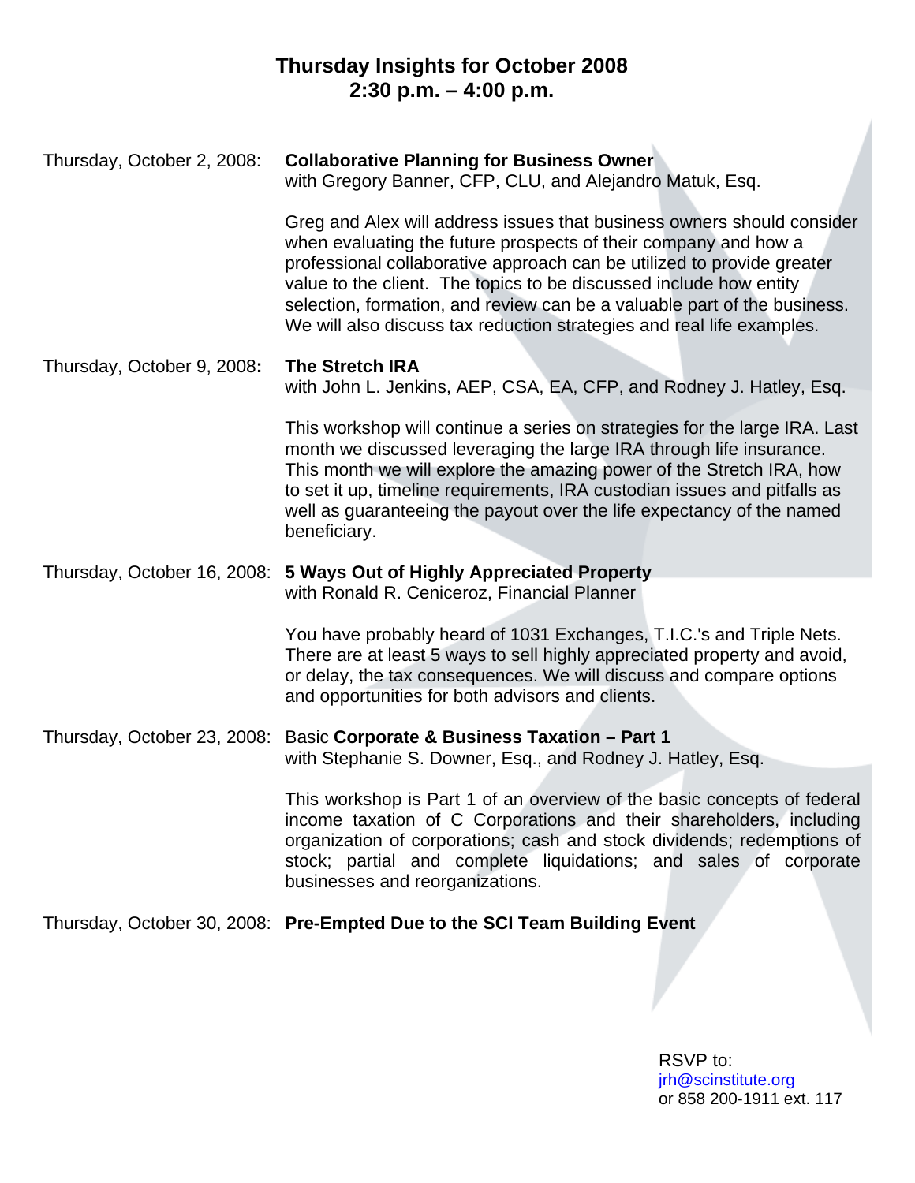# Thursday Insights for October 2008
## 2:30 p.m. – 4:00 p.m.

Thursday, October 2, 2008: **Collaborative Planning for Business Owner**
with Gregory Banner, CFP, CLU, and Alejandro Matuk, Esq.

Greg and Alex will address issues that business owners should consider when evaluating the future prospects of their company and how a professional collaborative approach can be utilized to provide greater value to the client. The topics to be discussed include how entity selection, formation, and review can be a valuable part of the business. We will also discuss tax reduction strategies and real life examples.

Thursday, October 9, 2008**:** **The Stretch IRA**
with John L. Jenkins, AEP, CSA, EA, CFP, and Rodney J. Hatley, Esq.

This workshop will continue a series on strategies for the large IRA. Last month we discussed leveraging the large IRA through life insurance. This month we will explore the amazing power of the Stretch IRA, how to set it up, timeline requirements, IRA custodian issues and pitfalls as well as guaranteeing the payout over the life expectancy of the named beneficiary.

Thursday, October 16, 2008**:** **5 Ways Out of Highly Appreciated Property**
with Ronald R. Ceniceroz, Financial Planner

You have probably heard of 1031 Exchanges, T.I.C.'s and Triple Nets. There are at least 5 ways to sell highly appreciated property and avoid, or delay, the tax consequences. We will discuss and compare options and opportunities for both advisors and clients.

Thursday, October 23, 2008: Basic **Corporate & Business Taxation – Part 1**
with Stephanie S. Downer, Esq., and Rodney J. Hatley, Esq.

This workshop is Part 1 of an overview of the basic concepts of federal income taxation of C Corporations and their shareholders, including organization of corporations; cash and stock dividends; redemptions of stock; partial and complete liquidations; and sales of corporate businesses and reorganizations.

Thursday, October 30, 2008: **Pre-Empted Due to the SCI Team Building Event**

RSVP to:
jrh@scinstitute.org
or 858 200-1911 ext. 117